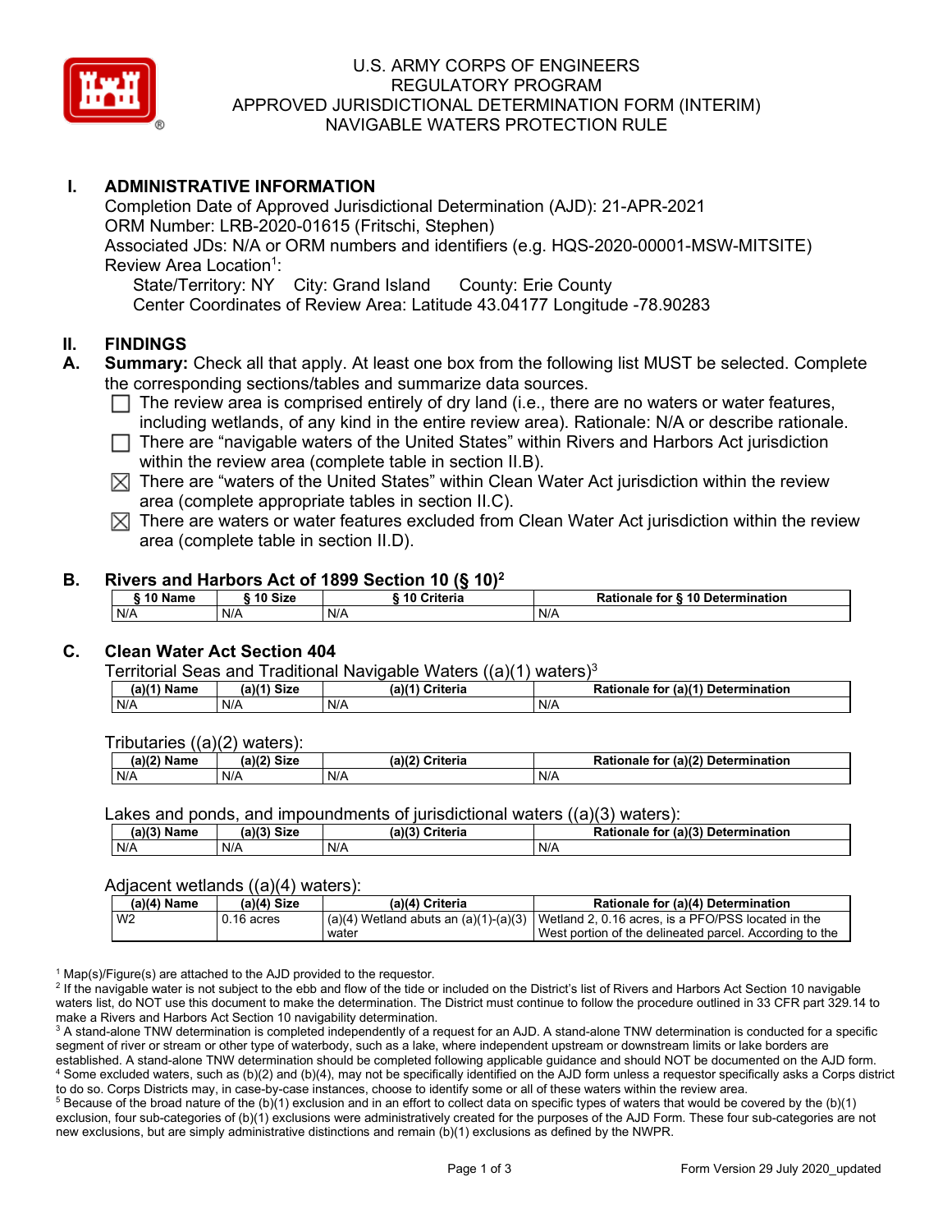U.S. ARMY CORPS OF ENGINEERS
REGULATORY PROGRAM
APPROVED JURISDICTIONAL DETERMINATION FORM (INTERIM)
NAVIGABLE WATERS PROTECTION RULE

## I. ADMINISTRATIVE INFORMATION

Completion Date of Approved Jurisdictional Determination (AJD): 21-APR-2021
ORM Number: LRB-2020-01615 (Fritschi, Stephen)
Associated JDs: N/A or ORM numbers and identifiers (e.g. HQS-2020-00001-MSW-MITSITE)
Review Area Location[1]:
State/Territory: NY City: Grand Island County: Erie County
Center Coordinates of Review Area: Latitude 43.04177 Longitude -78.90283

## II. FINDINGS

**A. Summary:** Check all that apply. At least one box from the following list MUST be selected. Complete the corresponding sections/tables and summarize data sources.

- ☐ The review area is comprised entirely of dry land (i.e., there are no waters or water features, including wetlands, of any kind in the entire review area). Rationale: N/A or describe rationale.
- ☐ There are "navigable waters of the United States" within Rivers and Harbors Act jurisdiction within the review area (complete table in section II.B).
- ☒ There are "waters of the United States" within Clean Water Act jurisdiction within the review area (complete appropriate tables in section II.C).
- ☒ There are waters or water features excluded from Clean Water Act jurisdiction within the review area (complete table in section II.D).

### B. Rivers and Harbors Act of 1899 Section 10 (§ 10)[2]

| § 10 Name | § 10 Size | § 10 Criteria | Rationale for § 10 Determination |
|---|---|---|---|
| N/A | N/A | N/A | N/A |

### C. Clean Water Act Section 404

Territorial Seas and Traditional Navigable Waters ((a)(1) waters)[3]

| (a)(1) Name | (a)(1) Size | (a)(1) Criteria | Rationale for (a)(1) Determination |
|---|---|---|---|
| N/A | N/A | N/A | N/A |

Tributaries ((a)(2) waters):

| (a)(2) Name | (a)(2) Size | (a)(2) Criteria | Rationale for (a)(2) Determination |
|---|---|---|---|
| N/A | N/A | N/A | N/A |

Lakes and ponds, and impoundments of jurisdictional waters ((a)(3) waters):

| (a)(3) Name | (a)(3) Size | (a)(3) Criteria | Rationale for (a)(3) Determination |
|---|---|---|---|
| N/A | N/A | N/A | N/A |

Adjacent wetlands ((a)(4) waters):

| (a)(4) Name | (a)(4) Size | (a)(4) Criteria | Rationale for (a)(4) Determination |
|---|---|---|---|
| W2 | 0.16 acres | (a)(4) Wetland abuts an (a)(1)-(a)(3) water | Wetland 2, 0.16 acres, is a PFO/PSS located in the West portion of the delineated parcel. According to the |

[1] Map(s)/Figure(s) are attached to the AJD provided to the requestor.
[2] If the navigable water is not subject to the ebb and flow of the tide or included on the District's list of Rivers and Harbors Act Section 10 navigable waters list, do NOT use this document to make the determination. The District must continue to follow the procedure outlined in 33 CFR part 329.14 to make a Rivers and Harbors Act Section 10 navigability determination.
[3] A stand-alone TNW determination is completed independently of a request for an AJD. A stand-alone TNW determination is conducted for a specific segment of river or stream or other type of waterbody, such as a lake, where independent upstream or downstream limits or lake borders are established. A stand-alone TNW determination should be completed following applicable guidance and should NOT be documented on the AJD form.
[4] Some excluded waters, such as (b)(2) and (b)(4), may not be specifically identified on the AJD form unless a requestor specifically asks a Corps district to do so. Corps Districts may, in case-by-case instances, choose to identify some or all of these waters within the review area.
[5] Because of the broad nature of the (b)(1) exclusion and in an effort to collect data on specific types of waters that would be covered by the (b)(1) exclusion, four sub-categories of (b)(1) exclusions were administratively created for the purposes of the AJD Form. These four sub-categories are not new exclusions, but are simply administrative distinctions and remain (b)(1) exclusions as defined by the NWPR.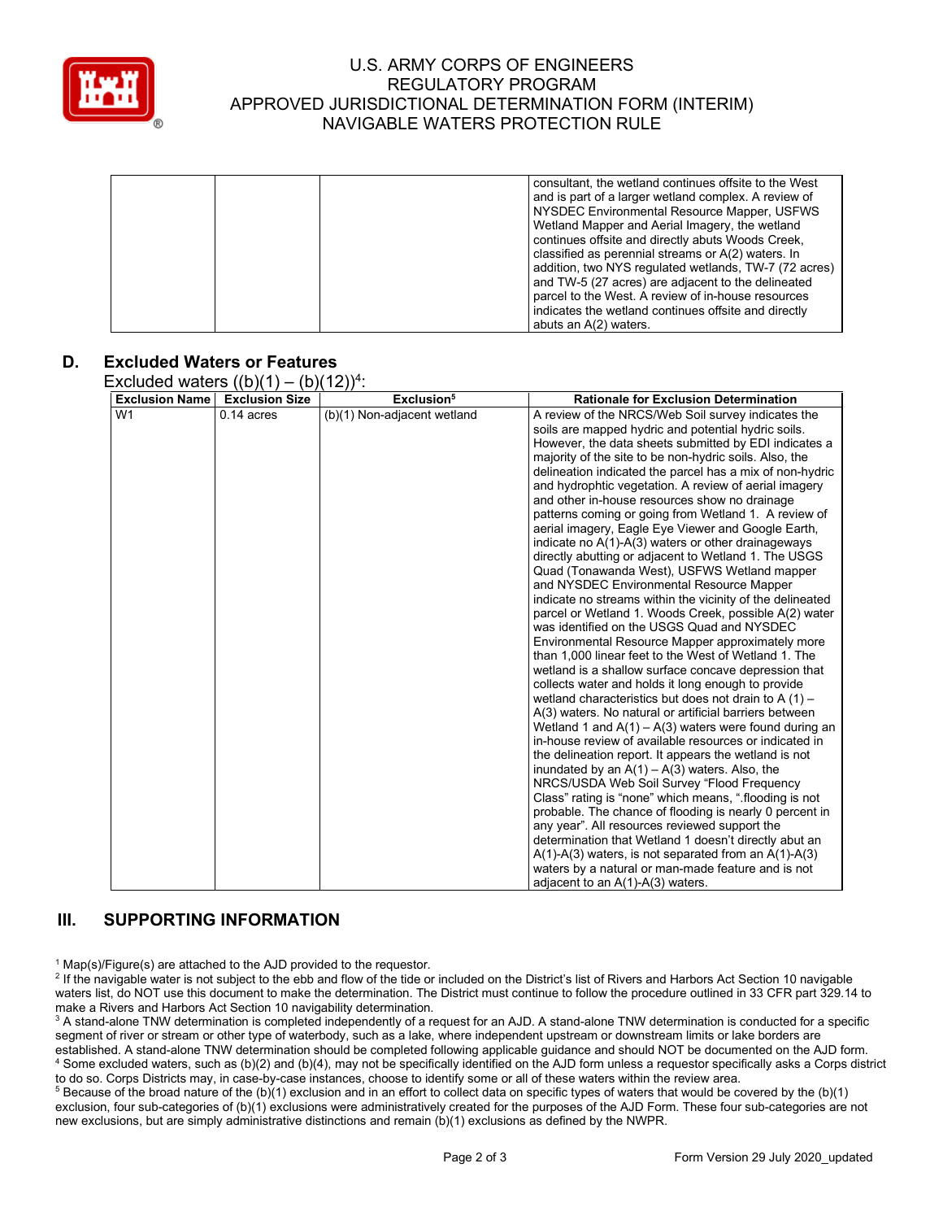| | | | consultant, the wetland continues offsite to the West and is part of a larger wetland complex. A review of NYSDEC Environmental Resource Mapper, USFWS Wetland Mapper and Aerial Imagery, the wetland continues offsite and directly abuts Woods Creek, classified as perennial streams or A(2) waters. In addition, two NYS regulated wetlands, TW-7 (72 acres) and TW-5 (27 acres) are adjacent to the delineated parcel to the West. A review of in-house resources indicates the wetland continues offsite and directly abuts an A(2) waters. |
|---|---|---|---|

## D. Excluded Waters or Features

Excluded waters ((b)(1) – (b)(12))[4]:

| Exclusion Name | Exclusion Size | Exclusion[5] | Rationale for Exclusion Determination |
|---|---|---|---|
| W1 | 0.14 acres | (b)(1) Non-adjacent wetland | A review of the NRCS/Web Soil survey indicates the soils are mapped hydric and potential hydric soils. However, the data sheets submitted by EDI indicates a majority of the site to be non-hydric soils. Also, the delineation indicated the parcel has a mix of non-hydric and hydrophtic vegetation. A review of aerial imagery and other in-house resources show no drainage patterns coming or going from Wetland 1. A review of aerial imagery, Eagle Eye Viewer and Google Earth, indicate no A(1)-A(3) waters or other drainageways directly abutting or adjacent to Wetland 1. The USGS Quad (Tonawanda West), USFWS Wetland mapper and NYSDEC Environmental Resource Mapper indicate no streams within the vicinity of the delineated parcel or Wetland 1. Woods Creek, possible A(2) water was identified on the USGS Quad and NYSDEC Environmental Resource Mapper approximately more than 1,000 linear feet to the West of Wetland 1. The wetland is a shallow surface concave depression that collects water and holds it long enough to provide wetland characteristics but does not drain to A (1) – A(3) waters. No natural or artificial barriers between Wetland 1 and A(1) – A(3) waters were found during an in-house review of available resources or indicated in the delineation report. It appears the wetland is not inundated by an A(1) – A(3) waters. Also, the NRCS/USDA Web Soil Survey "Flood Frequency Class" rating is "none" which means, ".flooding is not probable. The chance of flooding is nearly 0 percent in any year". All resources reviewed support the determination that Wetland 1 doesn't directly abut an A(1)-A(3) waters, is not separated from an A(1)-A(3) waters by a natural or man-made feature and is not adjacent to an A(1)-A(3) waters. |

# III. SUPPORTING INFORMATION

[1] Map(s)/Figure(s) are attached to the AJD provided to the requestor.

[2] If the navigable water is not subject to the ebb and flow of the tide or included on the District's list of Rivers and Harbors Act Section 10 navigable waters list, do NOT use this document to make the determination. The District must continue to follow the procedure outlined in 33 CFR part 329.14 to make a Rivers and Harbors Act Section 10 navigability determination.

[3] A stand-alone TNW determination is completed independently of a request for an AJD. A stand-alone TNW determination is conducted for a specific segment of river or stream or other type of waterbody, such as a lake, where independent upstream or downstream limits or lake borders are established. A stand-alone TNW determination should be completed following applicable guidance and should NOT be documented on the AJD form.

[4] Some excluded waters, such as (b)(2) and (b)(4), may not be specifically identified on the AJD form unless a requestor specifically asks a Corps district to do so. Corps Districts may, in case-by-case instances, choose to identify some or all of these waters within the review area.

[5] Because of the broad nature of the (b)(1) exclusion and in an effort to collect data on specific types of waters that would be covered by the (b)(1) exclusion, four sub-categories of (b)(1) exclusions were administratively created for the purposes of the AJD Form. These four sub-categories are not new exclusions, but are simply administrative distinctions and remain (b)(1) exclusions as defined by the NWPR.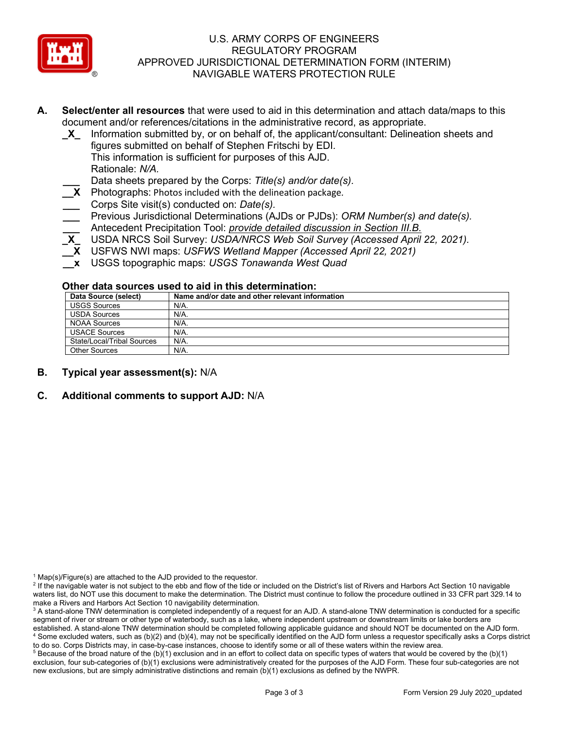U.S. ARMY CORPS OF ENGINEERS
REGULATORY PROGRAM
APPROVED JURISDICTIONAL DETERMINATION FORM (INTERIM)
NAVIGABLE WATERS PROTECTION RULE

**A. Select/enter all resources** that were used to aid in this determination and attach data/maps to this document and/or references/citations in the administrative record, as appropriate.

_X_ Information submitted by, or on behalf of, the applicant/consultant: Delineation sheets and figures submitted on behalf of Stephen Fritschi by EDI.
This information is sufficient for purposes of this AJD.
Rationale: *N/A.*

___ Data sheets prepared by the Corps: *Title(s) and/or date(s).*

__X Photographs: Photos included with the delineation package.

___ Corps Site visit(s) conducted on: *Date(s).*

___ Previous Jurisdictional Determinations (AJDs or PJDs): *ORM Number(s) and date(s).*

___ Antecedent Precipitation Tool: *provide detailed discussion in Section III.B.*

_X_ USDA NRCS Soil Survey: *USDA/NRCS Web Soil Survey (Accessed April 22, 2021).*

__X USFWS NWI maps: *USFWS Wetland Mapper (Accessed April 22, 2021)*

__x USGS topographic maps: *USGS Tonawanda West Quad*

**Other data sources used to aid in this determination:**

| Data Source (select) | Name and/or date and other relevant information |
|---|---|
| USGS Sources | N/A. |
| USDA Sources | N/A. |
| NOAA Sources | N/A. |
| USACE Sources | N/A. |
| State/Local/Tribal Sources | N/A. |
| Other Sources | N/A. |

**B. Typical year assessment(s):** N/A

**C. Additional comments to support AJD:** N/A

[1] Map(s)/Figure(s) are attached to the AJD provided to the requestor.
[2] If the navigable water is not subject to the ebb and flow of the tide or included on the District's list of Rivers and Harbors Act Section 10 navigable waters list, do NOT use this document to make the determination. The District must continue to follow the procedure outlined in 33 CFR part 329.14 to make a Rivers and Harbors Act Section 10 navigability determination.
[3] A stand-alone TNW determination is completed independently of a request for an AJD. A stand-alone TNW determination is conducted for a specific segment of river or stream or other type of waterbody, such as a lake, where independent upstream or downstream limits or lake borders are established. A stand-alone TNW determination should be completed following applicable guidance and should NOT be documented on the AJD form.
[4] Some excluded waters, such as (b)(2) and (b)(4), may not be specifically identified on the AJD form unless a requestor specifically asks a Corps district to do so. Corps Districts may, in case-by-case instances, choose to identify some or all of these waters within the review area.
[5] Because of the broad nature of the (b)(1) exclusion and in an effort to collect data on specific types of waters that would be covered by the (b)(1) exclusion, four sub-categories of (b)(1) exclusions were administratively created for the purposes of the AJD Form. These four sub-categories are not new exclusions, but are simply administrative distinctions and remain (b)(1) exclusions as defined by the NWPR.

Form Version 29 July 2020_updated